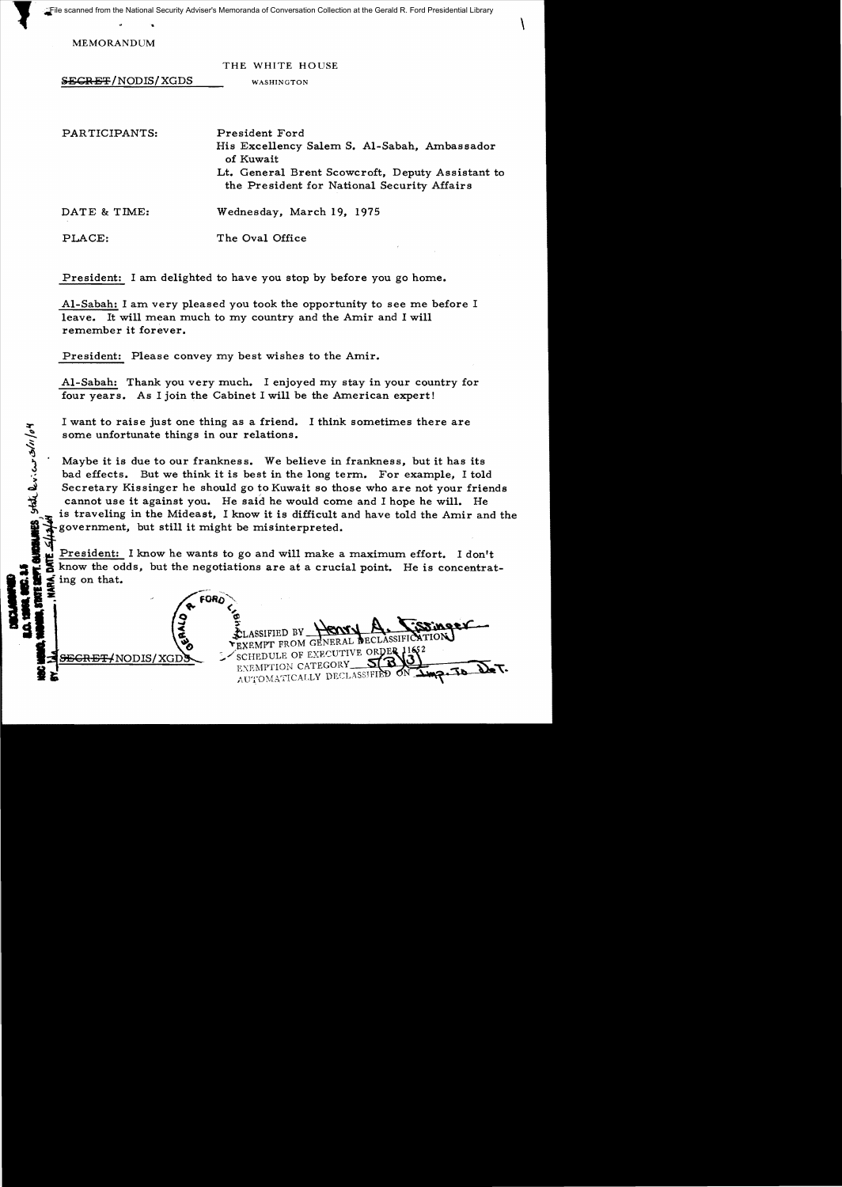File scanned from the National Security Adviser's Memoranda of Conversation Collection at the Gerald R. Ford Presidential Library

MEMORANDUM

THE WHITE HOUSE

~~SECRET~~/NODIS/XGDS

WASHINGTON

PARTICIPANTS: President Ford
His Excellency Salem S. Al-Sabah, Ambassador of Kuwait
Lt. General Brent Scowcroft, Deputy Assistant to the President for National Security Affairs

DATE & TIME: Wednesday, March 19, 1975

PLACE: The Oval Office

President: I am delighted to have you stop by before you go home.

Al-Sabah: I am very pleased you took the opportunity to see me before I leave. It will mean much to my country and the Amir and I will remember it forever.

President: Please convey my best wishes to the Amir.

Al-Sabah: Thank you very much. I enjoyed my stay in your country for four years. As I join the Cabinet I will be the American expert!

I want to raise just one thing as a friend. I think sometimes there are some unfortunate things in our relations.

Maybe it is due to our frankness. We believe in frankness, but it has its bad effects. But we think it is best in the long term. For example, I told Secretary Kissinger he should go to Kuwait so those who are not your friends cannot use it against you. He said he would come and I hope he will. He is traveling in the Mideast, I know it is difficult and have told the Amir and the government, but still it might be misinterpreted.

President: I know he wants to go and will make a maximum effort. I don't know the odds, but the negotiations are at a crucial point. He is concentrating on that.

~~SECRET~~/NODIS/XGDS

CLASSIFIED BY Henry A. Kissinger
EXEMPT FROM GENERAL DECLASSIFICATION
SCHEDULE OF EXECUTIVE ORDER 11652
EXEMPTION CATEGORY 5(B)(3)
AUTOMATICALLY DECLASSIFIED ON Imp. to Det.

DECLASSIFIED
E.O. 12958, SEC. 3.5
NSC MEMO, 11/24/98, STATE DEPT. GUIDELINES, State Dev. 3/11/04
BY [illegible], NARA, DATE 5/13/04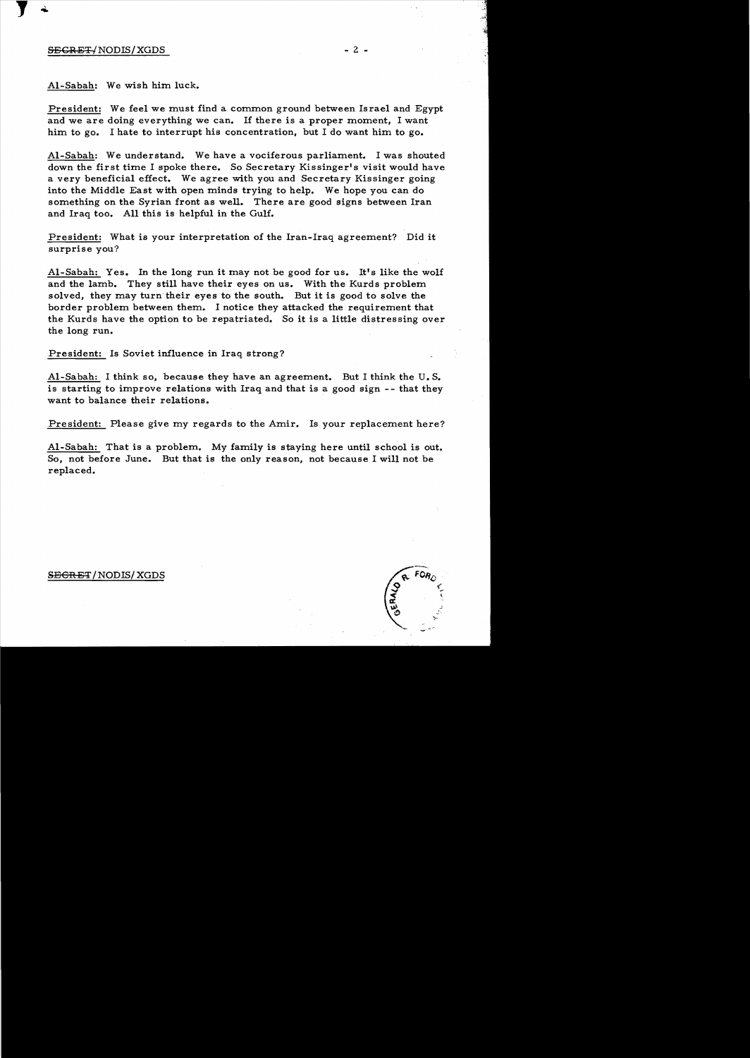Al-Sabah: We wish him luck.

President: We feel we must find a common ground between Israel and Egypt and we are doing everything we can. If there is a proper moment, I want him to go. I hate to interrupt his concentration, but I do want him to go.

Al-Sabah: We understand. We have a vociferous parliament. I was shouted down the first time I spoke there. So Secretary Kissinger's visit would have a very beneficial effect. We agree with you and Secretary Kissinger going into the Middle East with open minds trying to help. We hope you can do something on the Syrian front as well. There are good signs between Iran and Iraq too. All this is helpful in the Gulf.

President: What is your interpretation of the Iran-Iraq agreement? Did it surprise you?

Al-Sabah: Yes. In the long run it may not be good for us. It's like the wolf and the lamb. They still have their eyes on us. With the Kurds problem solved, they may turn their eyes to the south. But it is good to solve the border problem between them. I notice they attacked the requirement that the Kurds have the option to be repatriated. So it is a little distressing over the long run.

President: Is Soviet influence in Iraq strong?

Al-Sabah: I think so, because they have an agreement. But I think the U.S. is starting to improve relations with Iraq and that is a good sign -- that they want to balance their relations.

President: Please give my regards to the Amir. Is your replacement here?

Al-Sabah: That is a problem. My family is staying here until school is out. So, not before June. But that is the only reason, not because I will not be replaced.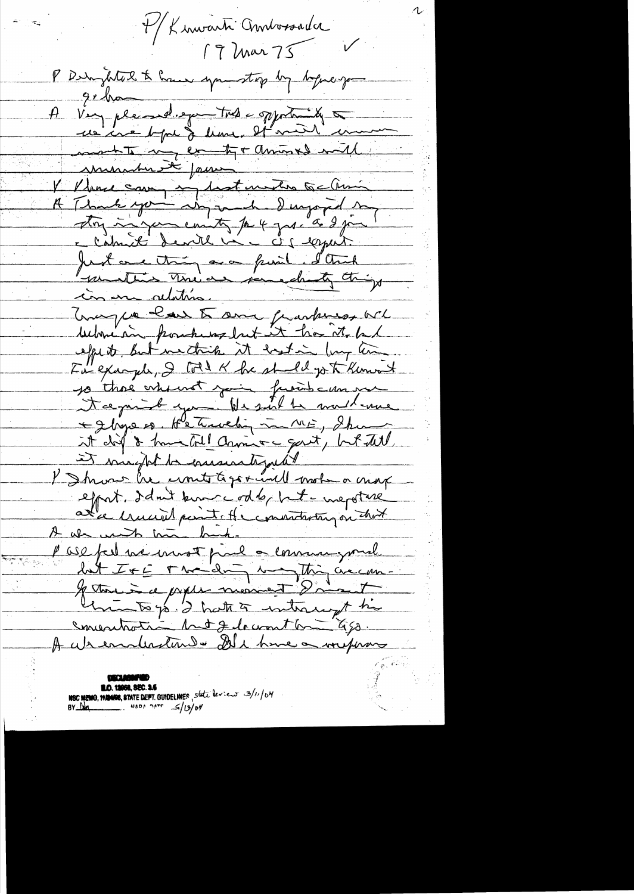P/Kuwaiti Ambassador
19 Mar 75

P Delighted to have you stop by before you go home.

A Very pleased you took opportunity to see me before I leave. It meant much to my country and myself and with much trust in you.

P Please convey my best wishes to the Amir.

A Thank you. My and I enjoyed my stay in your country for 4 yrs. and I join the Cabinet dealt in the US expert. Just one thing as a friend. I think sometimes there are some shooty things in our relations. Maybe due to some frankness we're unbounded in products but it has its bad effects. But we think it best in long run. For example, I told K he should go to Kuwait so those who are not your friends cannot use it against you. He said he would come and I hope so. He traveling in ME, I know it difficult and have told Amir and govt, but still it might be misunderstood.

P I know he wants to go and will make an effort. I don't know about [?], but important at the crucial point. He concentrating on that.

A We wish him luck.

P We feel we must find a common ground. But I feel trading anything we can. If there is a proper moment I want him to go. I hate to interrupt his concentration but I do want him to go.

A We understand. We have a misfortune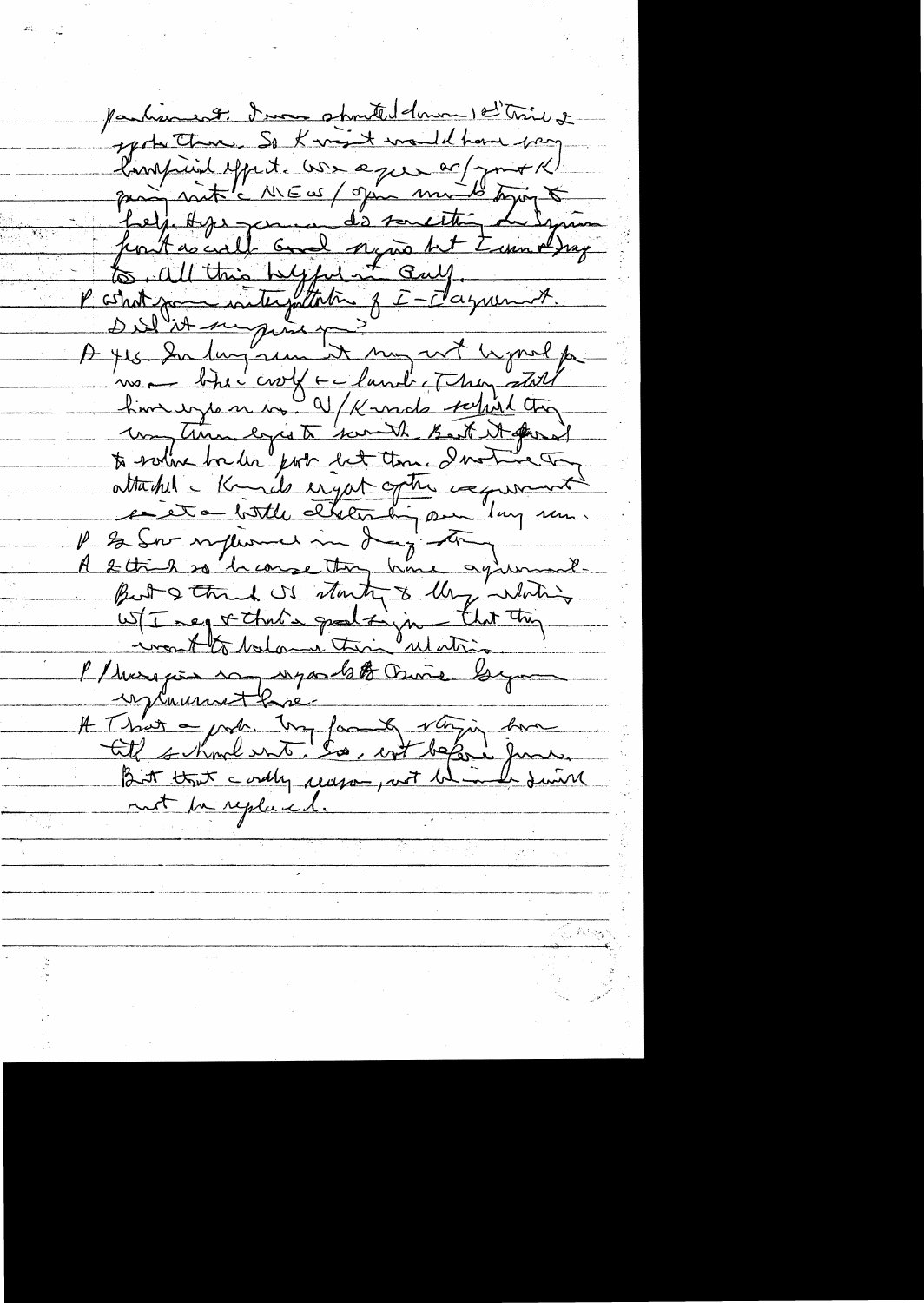parliament. I was shouted down, but tried to explain. So Kuwait would have very beneficial effect. We agree w/ you that K[uwait] going into the NEW [?] / open market trying to help. Hope you can do something in Syrian front as well. Good news but I am staying to. All this helpful in Gulf.

P What your interpretation of I-I agreement. Did it surprise you?

A Yes. In long run it may not be good for us — like wolf & a lamb. Then still have eyes on us. W/Kuwait satisfied they may turn eyes to south. But it forced to solve border part but then I notice they attached to Kuwait'[s] reject of the agreement as it a little strange in long run.

P So Sov influence in Iraq strong.

A I think so because they have agreement. But I think it's starting to change relations w/ Iran & that's good sign — that they want to balance their relations.

P/ Were you very upset to Crown Prince. Sign your replacement here.

A That a prob. My family staying here till school out. So, not before June. But that's only reason, not but I will not be replaced.